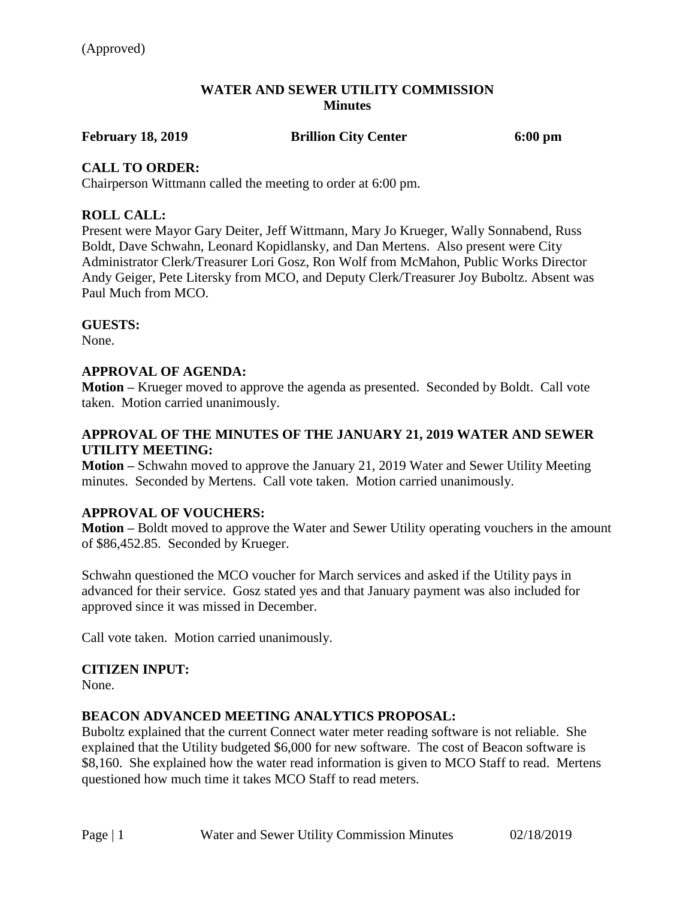(Approved)

# WATER AND SEWER UTILITY COMMISSION
## Minutes

**February 18, 2019** **Brillion City Center** **6:00 pm**

**CALL TO ORDER:**
Chairperson Wittmann called the meeting to order at 6:00 pm.

**ROLL CALL:**
Present were Mayor Gary Deiter, Jeff Wittmann, Mary Jo Krueger, Wally Sonnabend, Russ Boldt, Dave Schwahn, Leonard Kopidlansky, and Dan Mertens. Also present were City Administrator Clerk/Treasurer Lori Gosz, Ron Wolf from McMahon, Public Works Director Andy Geiger, Pete Litersky from MCO, and Deputy Clerk/Treasurer Joy Buboltz. Absent was Paul Much from MCO.

**GUESTS:**
None.

**APPROVAL OF AGENDA:**
**Motion –** Krueger moved to approve the agenda as presented. Seconded by Boldt. Call vote taken. Motion carried unanimously.

**APPROVAL OF THE MINUTES OF THE JANUARY 21, 2019 WATER AND SEWER UTILITY MEETING:**
**Motion –** Schwahn moved to approve the January 21, 2019 Water and Sewer Utility Meeting minutes. Seconded by Mertens. Call vote taken. Motion carried unanimously.

**APPROVAL OF VOUCHERS:**
**Motion –** Boldt moved to approve the Water and Sewer Utility operating vouchers in the amount of $86,452.85. Seconded by Krueger.

Schwahn questioned the MCO voucher for March services and asked if the Utility pays in advanced for their service. Gosz stated yes and that January payment was also included for approved since it was missed in December.

Call vote taken. Motion carried unanimously.

**CITIZEN INPUT:**
None.

**BEACON ADVANCED MEETING ANALYTICS PROPOSAL:**
Buboltz explained that the current Connect water meter reading software is not reliable. She explained that the Utility budgeted $6,000 for new software. The cost of Beacon software is $8,160. She explained how the water read information is given to MCO Staff to read. Mertens questioned how much time it takes MCO Staff to read meters.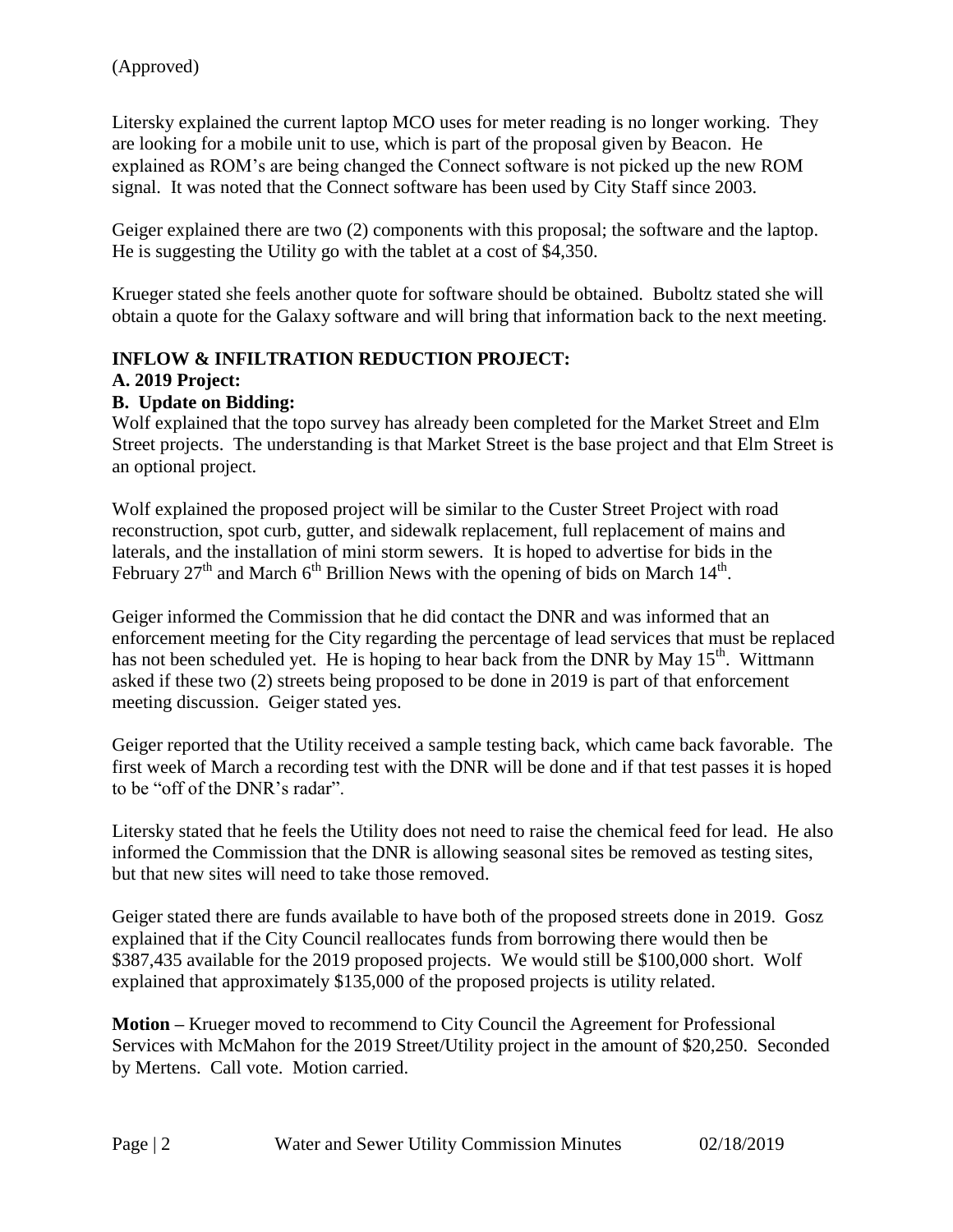(Approved)

Litersky explained the current laptop MCO uses for meter reading is no longer working. They are looking for a mobile unit to use, which is part of the proposal given by Beacon. He explained as ROM's are being changed the Connect software is not picked up the new ROM signal. It was noted that the Connect software has been used by City Staff since 2003.

Geiger explained there are two (2) components with this proposal; the software and the laptop. He is suggesting the Utility go with the tablet at a cost of $4,350.

Krueger stated she feels another quote for software should be obtained. Buboltz stated she will obtain a quote for the Galaxy software and will bring that information back to the next meeting.

**INFLOW & INFILTRATION REDUCTION PROJECT:**

**A. 2019 Project:**

**B. Update on Bidding:**

Wolf explained that the topo survey has already been completed for the Market Street and Elm Street projects. The understanding is that Market Street is the base project and that Elm Street is an optional project.

Wolf explained the proposed project will be similar to the Custer Street Project with road reconstruction, spot curb, gutter, and sidewalk replacement, full replacement of mains and laterals, and the installation of mini storm sewers. It is hoped to advertise for bids in the February 27th and March 6th Brillion News with the opening of bids on March 14th.

Geiger informed the Commission that he did contact the DNR and was informed that an enforcement meeting for the City regarding the percentage of lead services that must be replaced has not been scheduled yet. He is hoping to hear back from the DNR by May 15th. Wittmann asked if these two (2) streets being proposed to be done in 2019 is part of that enforcement meeting discussion. Geiger stated yes.

Geiger reported that the Utility received a sample testing back, which came back favorable. The first week of March a recording test with the DNR will be done and if that test passes it is hoped to be "off of the DNR's radar".

Litersky stated that he feels the Utility does not need to raise the chemical feed for lead. He also informed the Commission that the DNR is allowing seasonal sites be removed as testing sites, but that new sites will need to take those removed.

Geiger stated there are funds available to have both of the proposed streets done in 2019. Gosz explained that if the City Council reallocates funds from borrowing there would then be $387,435 available for the 2019 proposed projects. We would still be $100,000 short. Wolf explained that approximately $135,000 of the proposed projects is utility related.

**Motion –** Krueger moved to recommend to City Council the Agreement for Professional Services with McMahon for the 2019 Street/Utility project in the amount of $20,250. Seconded by Mertens. Call vote. Motion carried.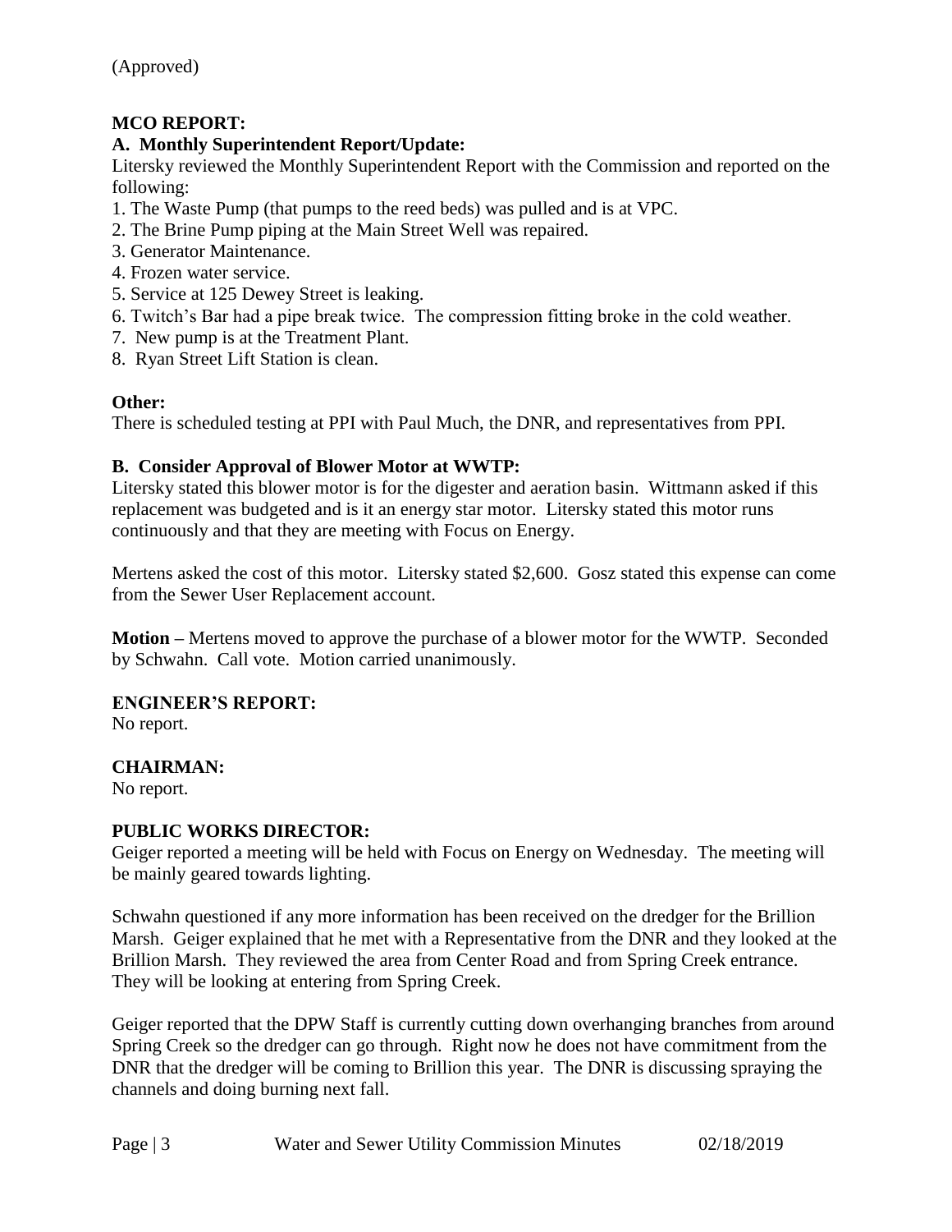(Approved)

**MCO REPORT:**

**A. Monthly Superintendent Report/Update:**

Litersky reviewed the Monthly Superintendent Report with the Commission and reported on the following:

1. The Waste Pump (that pumps to the reed beds) was pulled and is at VPC.
2. The Brine Pump piping at the Main Street Well was repaired.
3. Generator Maintenance.
4. Frozen water service.
5. Service at 125 Dewey Street is leaking.
6. Twitch's Bar had a pipe break twice. The compression fitting broke in the cold weather.
7. New pump is at the Treatment Plant.
8. Ryan Street Lift Station is clean.

**Other:**

There is scheduled testing at PPI with Paul Much, the DNR, and representatives from PPI.

**B. Consider Approval of Blower Motor at WWTP:**

Litersky stated this blower motor is for the digester and aeration basin. Wittmann asked if this replacement was budgeted and is it an energy star motor. Litersky stated this motor runs continuously and that they are meeting with Focus on Energy.

Mertens asked the cost of this motor. Litersky stated $2,600. Gosz stated this expense can come from the Sewer User Replacement account.

**Motion –** Mertens moved to approve the purchase of a blower motor for the WWTP. Seconded by Schwahn. Call vote. Motion carried unanimously.

**ENGINEER'S REPORT:**

No report.

**CHAIRMAN:**

No report.

**PUBLIC WORKS DIRECTOR:**

Geiger reported a meeting will be held with Focus on Energy on Wednesday. The meeting will be mainly geared towards lighting.

Schwahn questioned if any more information has been received on the dredger for the Brillion Marsh. Geiger explained that he met with a Representative from the DNR and they looked at the Brillion Marsh. They reviewed the area from Center Road and from Spring Creek entrance. They will be looking at entering from Spring Creek.

Geiger reported that the DPW Staff is currently cutting down overhanging branches from around Spring Creek so the dredger can go through. Right now he does not have commitment from the DNR that the dredger will be coming to Brillion this year. The DNR is discussing spraying the channels and doing burning next fall.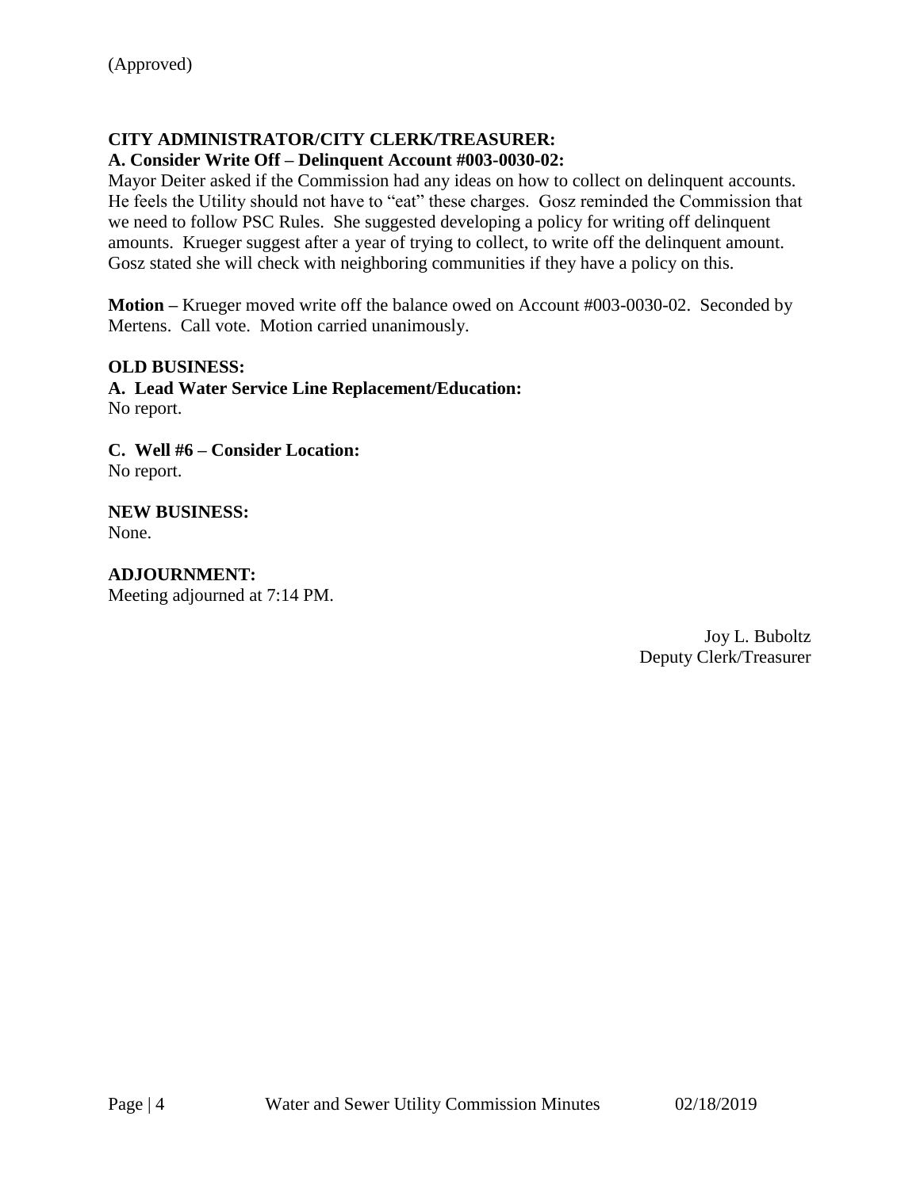(Approved)

**CITY ADMINISTRATOR/CITY CLERK/TREASURER:**

**A. Consider Write Off – Delinquent Account #003-0030-02:**

Mayor Deiter asked if the Commission had any ideas on how to collect on delinquent accounts. He feels the Utility should not have to "eat" these charges. Gosz reminded the Commission that we need to follow PSC Rules. She suggested developing a policy for writing off delinquent amounts. Krueger suggest after a year of trying to collect, to write off the delinquent amount. Gosz stated she will check with neighboring communities if they have a policy on this.

**Motion –** Krueger moved write off the balance owed on Account #003-0030-02. Seconded by Mertens. Call vote. Motion carried unanimously.

**OLD BUSINESS:**

**A. Lead Water Service Line Replacement/Education:**

No report.

**C. Well #6 – Consider Location:**

No report.

**NEW BUSINESS:**

None.

**ADJOURNMENT:**

Meeting adjourned at 7:14 PM.

Joy L. Buboltz
Deputy Clerk/Treasurer